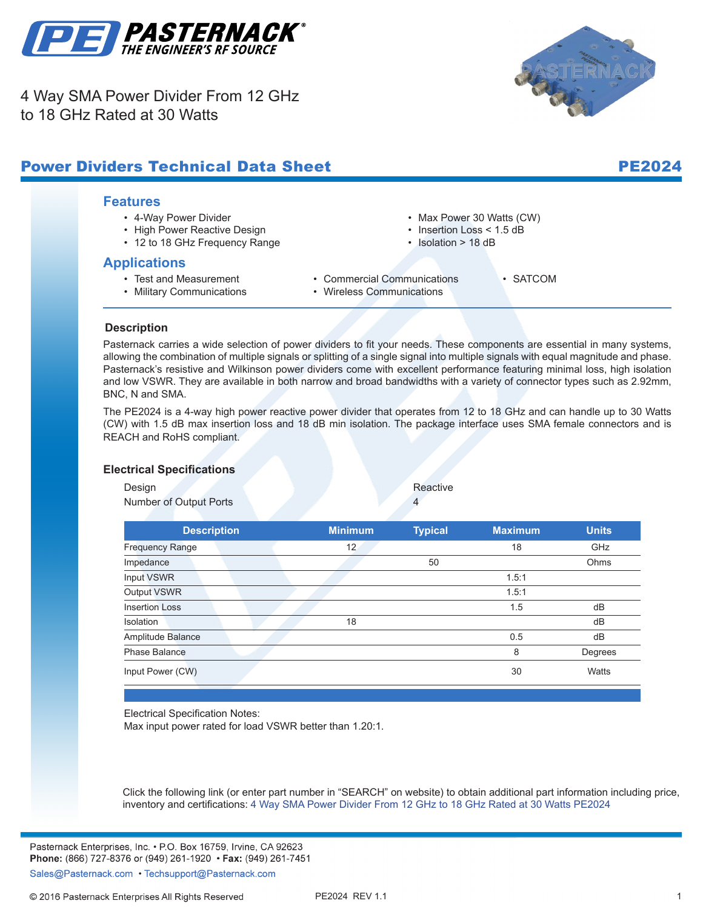# 4 Way SMA Power Divider From 12 GHz to 18 GHz Rated at 30 Watts

## Power Dividers Technical Data Sheet

**PE2024**

### Features

- 4-Way Power Divider
- High Power Reactive Design
- 12 to 18 GHz Frequency Range
- Max Power 30 Watts (CW)
- Insertion Loss < 1.5 dB
- Isolation > 18 dB

### Applications

- Test and Measurement
- Military Communications
- Commercial Communications
- Wireless Communications
- SATCOM

### Description

Pasternack carries a wide selection of power dividers to fit your needs. These components are essential in many systems, allowing the combination of multiple signals or splitting of a single signal into multiple signals with equal magnitude and phase. Pasternack's resistive and Wilkinson power dividers come with excellent performance featuring minimal loss, high isolation and low VSWR. They are available in both narrow and broad bandwidths with a variety of connector types such as 2.92mm, BNC, N and SMA.

The PE2024 is a 4-way high power reactive power divider that operates from 12 to 18 GHz and can handle up to 30 Watts (CW) with 1.5 dB max insertion loss and 18 dB min isolation. The package interface uses SMA female connectors and is REACH and RoHS compliant.

### Electrical Specifications

| | |
|---|---|
| Design | Reactive |
| Number of Output Ports | 4 |

| Description | Minimum | Typical | Maximum | Units |
|---|---|---|---|---|
| Frequency Range | 12 | | 18 | GHz |
| Impedance | | 50 | | Ohms |
| Input VSWR | | | 1.5:1 | |
| Output VSWR | | | 1.5:1 | |
| Insertion Loss | | | 1.5 | dB |
| Isolation | 18 | | | dB |
| Amplitude Balance | | | 0.5 | dB |
| Phase Balance | | | 8 | Degrees |
| Input Power (CW) | | | 30 | Watts |

Electrical Specification Notes:
Max input power rated for load VSWR better than 1.20:1.

Click the following link (or enter part number in "SEARCH" on website) to obtain additional part information including price, inventory and certifications: 4 Way SMA Power Divider From 12 GHz to 18 GHz Rated at 30 Watts PE2024

Pasternack Enterprises, Inc. • P.O. Box 16759, Irvine, CA 92623
**Phone:** (866) 727-8376 or (949) 261-1920 • **Fax:** (949) 261-7451
Sales@Pasternack.com • Techsupport@Pasternack.com

© 2016 Pasternack Enterprises All Rights Reserved PE2024 REV 1.1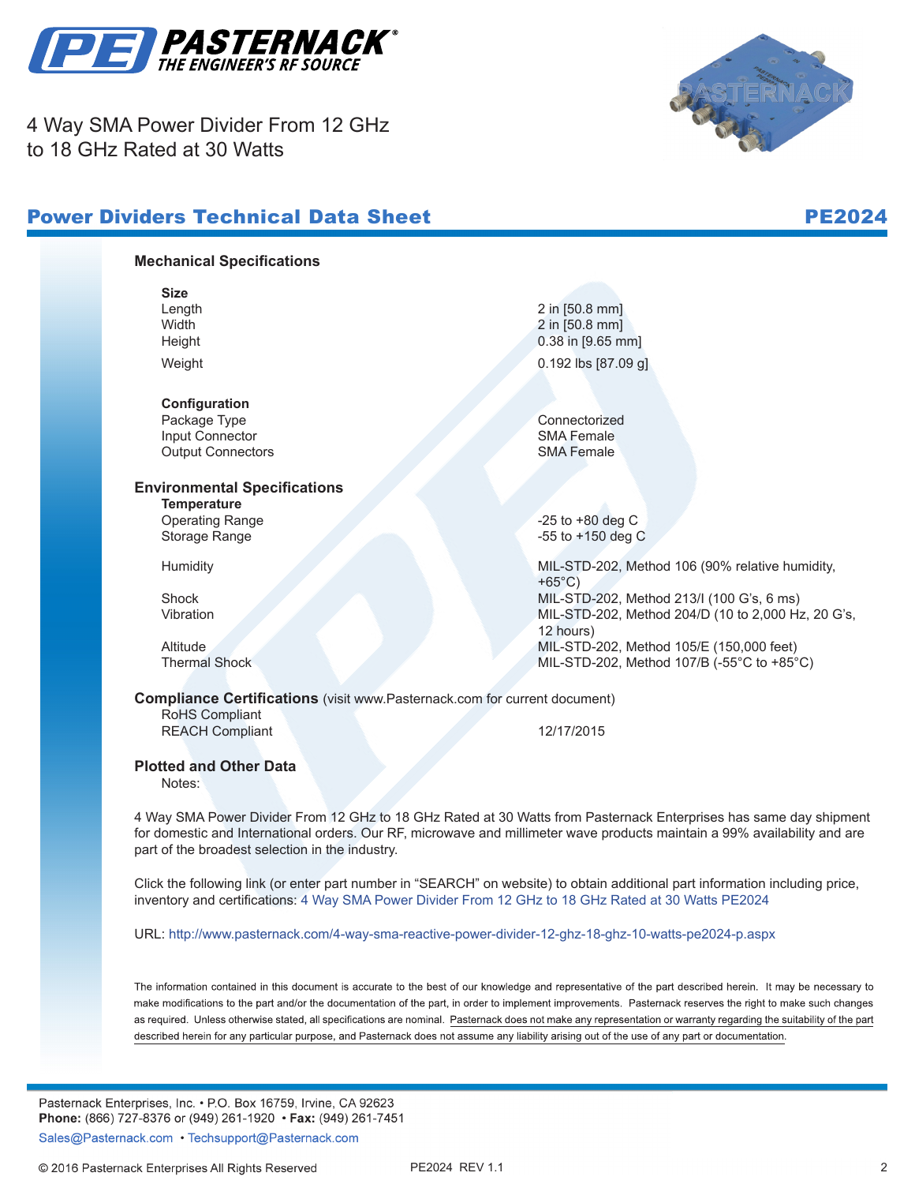4 Way SMA Power Divider From 12 GHz to 18 GHz Rated at 30 Watts

## Power Dividers Technical Data Sheet — PE2024

### Mechanical Specifications

**Size**

| | |
|---|---|
| Length | 2 in [50.8 mm] |
| Width | 2 in [50.8 mm] |
| Height | 0.38 in [9.65 mm] |
| Weight | 0.192 lbs [87.09 g] |

**Configuration**

| | |
|---|---|
| Package Type | Connectorized |
| Input Connector | SMA Female |
| Output Connectors | SMA Female |

### Environmental Specifications

**Temperature**

| | |
|---|---|
| Operating Range | -25 to +80 deg C |
| Storage Range | -55 to +150 deg C |
| Humidity | MIL-STD-202, Method 106 (90% relative humidity, +65°C) |
| Shock | MIL-STD-202, Method 213/I (100 G's, 6 ms) |
| Vibration | MIL-STD-202, Method 204/D (10 to 2,000 Hz, 20 G's, 12 hours) |
| Altitude | MIL-STD-202, Method 105/E (150,000 feet) |
| Thermal Shock | MIL-STD-202, Method 107/B (-55°C to +85°C) |

### Compliance Certifications (visit www.Pasternack.com for current document)

| | |
|---|---|
| RoHS Compliant | |
| REACH Compliant | 12/17/2015 |

### Plotted and Other Data

Notes:

4 Way SMA Power Divider From 12 GHz to 18 GHz Rated at 30 Watts from Pasternack Enterprises has same day shipment for domestic and International orders. Our RF, microwave and millimeter wave products maintain a 99% availability and are part of the broadest selection in the industry.

Click the following link (or enter part number in "SEARCH" on website) to obtain additional part information including price, inventory and certifications: 4 Way SMA Power Divider From 12 GHz to 18 GHz Rated at 30 Watts PE2024

URL: http://www.pasternack.com/4-way-sma-reactive-power-divider-12-ghz-18-ghz-10-watts-pe2024-p.aspx

The information contained in this document is accurate to the best of our knowledge and representative of the part described herein. It may be necessary to make modifications to the part and/or the documentation of the part, in order to implement improvements. Pasternack reserves the right to make such changes as required. Unless otherwise stated, all specifications are nominal. Pasternack does not make any representation or warranty regarding the suitability of the part described herein for any particular purpose, and Pasternack does not assume any liability arising out of the use of any part or documentation.

Pasternack Enterprises, Inc. • P.O. Box 16759, Irvine, CA 92623
**Phone:** (866) 727-8376 or (949) 261-1920 • **Fax:** (949) 261-7451
Sales@Pasternack.com • Techsupport@Pasternack.com

© 2016 Pasternack Enterprises All Rights Reserved — PE2024 REV 1.1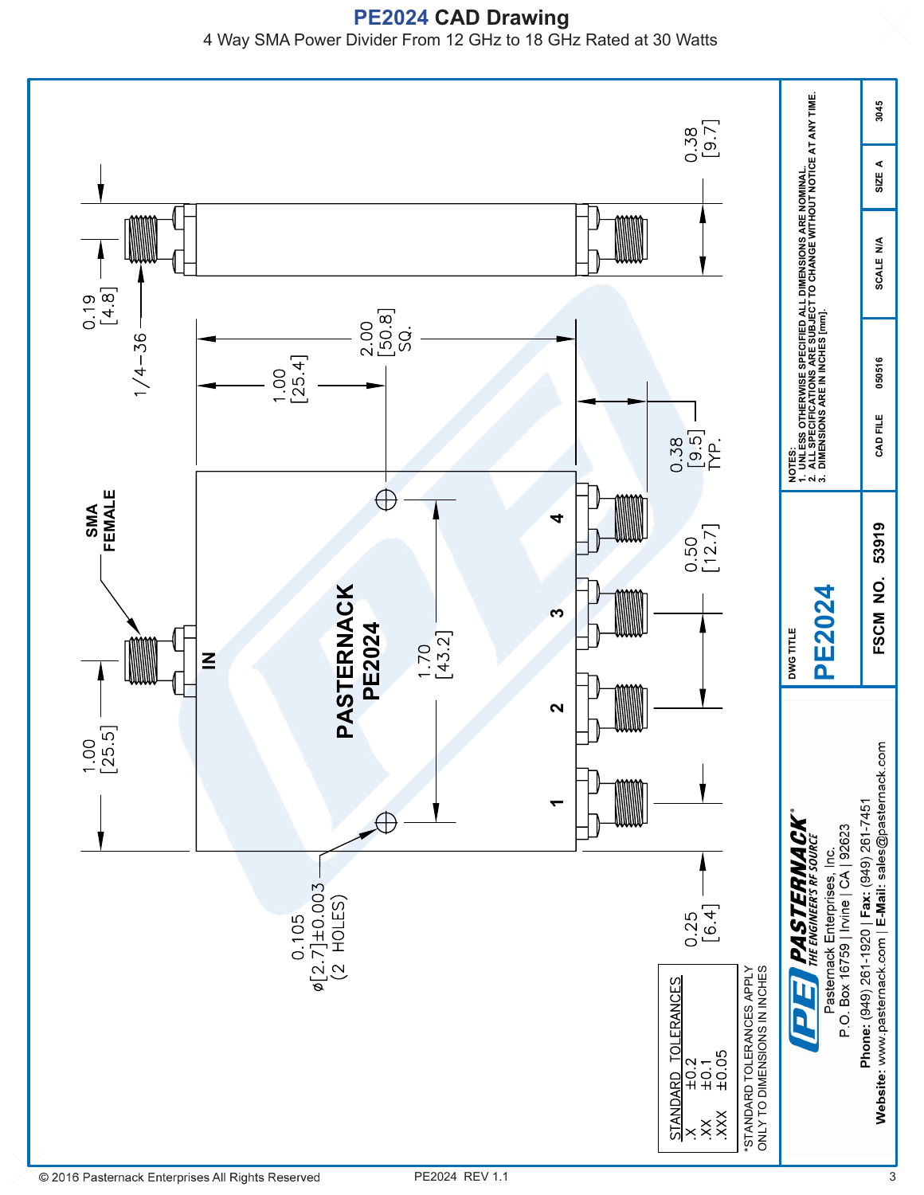# PE2024 CAD Drawing

4 Way SMA Power Divider From 12 GHz to 18 GHz Rated at 30 Watts

SMA FEMALE

IN

PASTERNACK
PE2024

1 2 3 4

1.00 [25.5]

0.19 [4.8]

1/4−36

1.00 [25.4]

2.00 [50.8] SQ.

0.38 [9.7]

0.38 [9.5] TYP.

1.70 [43.2]

0.50 [12.7]

0.25 [6.4]

0.105 ø[2.7]±0.003 (2 HOLES)

| STANDARD | TOLERANCES |
|---|---|
| .X | ±0.2 |
| .XX | ±0.1 |
| .XXX | ±0.05 |

*STANDARD TOLERANCES APPLY ONLY TO DIMENSIONS IN INCHES

NOTES:
1. UNLESS OTHERWISE SPECIFIED ALL DIMENSIONS ARE NOMINAL.
2. ALL SPECIFICATIONS ARE SUBJECT TO CHANGE WITHOUT NOTICE AT ANY TIME.
3. DIMENSIONS ARE IN INCHES [mm].

DWG TITLE **PE2024**

FSCM NO. 53919 | CAD FILE 050516 | SCALE N/A | SIZE A | 3045

PASTERNACK® THE ENGINEER'S RF SOURCE

Pasternack Enterprises, Inc.
P.O. Box 16759 | Irvine | CA | 92623
**Phone:** (949) 261-1920 | **Fax:** (949) 261-7451
**Website:** www.pasternack.com | **E-Mail:** sales@pasternack.com

© 2016 Pasternack Enterprises All Rights Reserved PE2024 REV 1.1